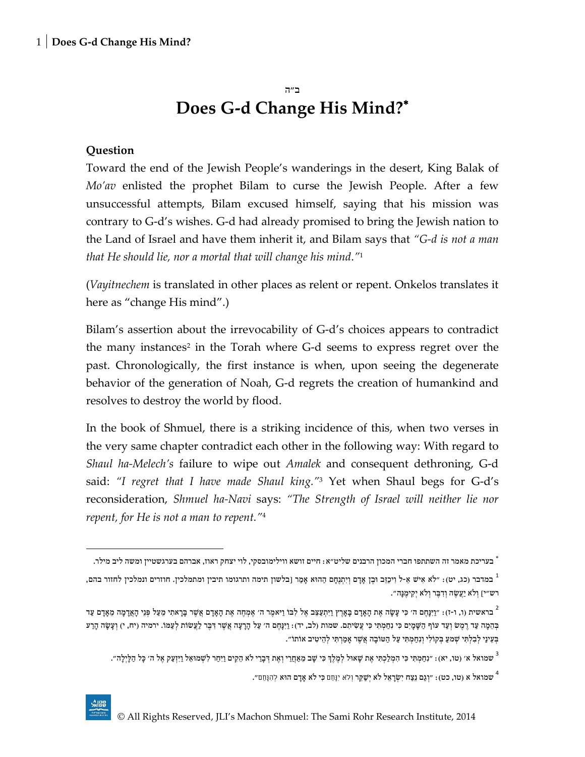ב״ה

# Does G-d Change His Mind?*

### Question

Toward the end of the Jewish People's wanderings in the desert, King Balak of *Mo'av* enlisted the prophet Bilam to curse the Jewish People. After a few unsuccessful attempts, Bilam excused himself, saying that his mission was contrary to G-d's wishes. G-d had already promised to bring the Jewish nation to the Land of Israel and have them inherit it, and Bilam says that *"G-d is not a man that He should lie, nor a mortal that will change his mind."*[1]

(*Vayitnechem* is translated in other places as relent or repent. Onkelos translates it here as "change His mind".)

Bilam's assertion about the irrevocability of G-d's choices appears to contradict the many instances[2] in the Torah where G-d seems to express regret over the past. Chronologically, the first instance is when, upon seeing the degenerate behavior of the generation of Noah, G-d regrets the creation of humankind and resolves to destroy the world by flood.

In the book of Shmuel, there is a striking incidence of this, when two verses in the very same chapter contradict each other in the following way: With regard to *Shaul ha-Melech's* failure to wipe out *Amalek* and consequent dethroning, G-d said: *"I regret that I have made Shaul king."*[3] Yet when Shaul begs for G-d's reconsideration, *Shmuel ha-Navi* says: *"The Strength of Israel will neither lie nor repent, for He is not a man to repent."*[4]

---

* בעריכת מאמר זה השתתפו חברי המכון הרבנים שליט״א: חיים זושא ווילימובסקי, לוי יצחק ראוז, אברהם בערגשטיין ומשה ליב מילר.

1 במדבר (כג, יט): ״לֹא אִישׁ אֵ-ל וִיכַזֵּב וּבֶן אָדָם וְיִתְנֶחָם הַהוּא אָמַר [בלשון תימה ותרגומו תיבין ומתמלכין. חוזרים ונמלכין לחזור בהם, רש״י] וְלֹא יַעֲשֶׂה וְדִבֶּר וְלֹא יְקִימֶנָּה״.

2 בראשית (ו, ו-ז): ״וַיִּנָּחֶם ה׳ כִּי עָשָׂה אֶת הָאָדָם בָּאָרֶץ וַיִּתְעַצֵּב אֶל לִבּוֹ וַיֹּאמֶר ה׳ אֶמְחֶה אֶת הָאָדָם אֲשֶׁר בָּרָאתִי מֵעַל פְּנֵי הָאֲדָמָה מֵאָדָם עַד בְּהֵמָה עַד רֶמֶשׂ וְעַד עוֹף הַשָּׁמָיִם כִּי נִחַמְתִּי כִּי עֲשִׂיתִם. שמות (לב, יד): וַיִּנָּחֶם ה׳ עַל הָרָעָה אֲשֶׁר דִּבֶּר לַעֲשׂוֹת לְעַמּוֹ. ירמיה (יח, י) וְעָשָׂה הָרַע בְּעֵינַי לְבִלְתִּי שְׁמֹעַ בְּקוֹלִי וְנִחַמְתִּי עַל הַטּוֹבָה אֲשֶׁר אָמַרְתִּי לְהֵיטִיב אוֹתוֹ״.

3 שמואל א׳ (טו, יא): ״נִחַמְתִּי כִּי הִמְלַכְתִּי אֶת שָׁאוּל לְמֶלֶךְ כִּי שָׁב מֵאַחֲרַי וְאֶת דְּבָרַי לֹא הֵקִים וַיִּחַר לִשְׁמוּאֵל וַיִּזְעַק אֶל ה׳ כָּל הַלָּיְלָה״.

4 שמואל א (טו, כט): ״וְגַם נֵצַח יִשְׂרָאֵל לֹא יְשַׁקֵּר וְלֹא יִנָּחֵם כִּי לֹא אָדָם הוּא לְהִנָּחֵם״.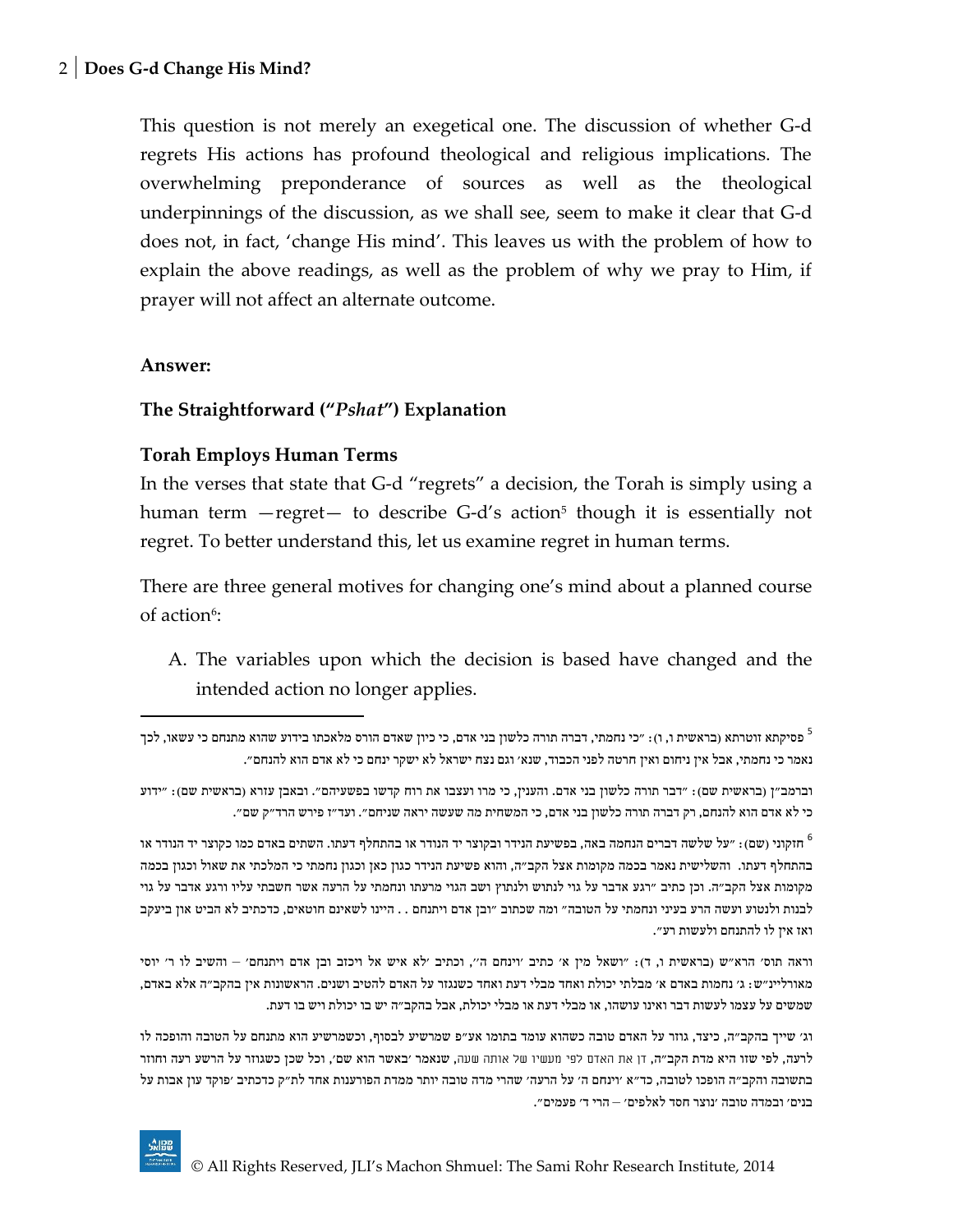This question is not merely an exegetical one. The discussion of whether G-d regrets His actions has profound theological and religious implications. The overwhelming preponderance of sources as well as the theological underpinnings of the discussion, as we shall see, seem to make it clear that G-d does not, in fact, 'change His mind'. This leaves us with the problem of how to explain the above readings, as well as the problem of why we pray to Him, if prayer will not affect an alternate outcome.

**Answer:**

### The Straightforward ("*Pshat*") Explanation

#### Torah Employs Human Terms

In the verses that state that G-d "regrets" a decision, the Torah is simply using a human term —regret— to describe G-d's action[5] though it is essentially not regret. To better understand this, let us examine regret in human terms.

There are three general motives for changing one's mind about a planned course of action[6]:

A. The variables upon which the decision is based have changed and the intended action no longer applies.

---

[5] פסיקתא זוטרתא (בראשית ו, ו): "כי נחמתי, דברה תורה כלשון בני אדם, כי כיון שאדם הורס מלאכתו בידוע שהוא מתנחם כי עשאו, לכך נאמר כי נחמתי, אבל אין ניחום ואין חרטה לפני הכבוד, שנא' וגם נצח ישראל לא ישקר ינחם כי לא אדם הוא להנחם".

וברמב"ן (בראשית שם): "דבר תורה כלשון בני אדם. והענין, כי מרו ועצבו את רוח קדשו בפשעיהם". ובאבן עזרא (בראשית שם): "ידוע כי לא אדם הוא להנחם, רק דברה תורה כלשון בני אדם, כי המשחית מה שעשה יראה שניחם". ועד"ז פירש הרד"ק שם".

[6] חזקוני (שם): "על שלשה דברים הנחמה באה, בפשיעת הנידר ובקוצר יד הנודר או בהתחלף דעתו. השתים באדם כמו כקוצר יד הנודר או בהתחלף דעתו. והשלישית נאמר בכמה מקומות אצל הקב"ה, והוא פשיעת הנידר כגון כאן וכגון נחמתי כי המלכתי את שאול וכגון בכמה מקומות אצל הקב"ה. וכן כתיב "רגע אדבר על גוי לנתוש ולנתוץ ושב הגוי מרעתו ונחמתי על הרעה אשר חשבתי עליו ורגע אדבר על גוי לבנות ולנטוע ועשה הרע בעיני ונחמתי על הטובה" ומה שכתוב "ובן אדם ויתנחם . . היינו לשאינם חוטאים, כדכתיב לא הביט און ביעקב ואז אין לו להתנחם ולעשות רע".

וראה תוס' הרא"ש (בראשית ו, ד): "ושאל מין א' כתיב 'וינחם ה'', וכתיב 'לא איש אל ויכזב ובן אדם ויתנחם' – והשיב לו ר' יוסי מאורליינ"ש: ג' נחמות באדם א' מבלתי יכולת ואחד מבלי דעת ואחד כשנגזר על האדם להטיב ושנים. הראשונות אין בהקב"ה אלא באדם, שמשים על עצמו לעשות דבר ואינו עושהו, או מבלי דעת או מבלי יכולת, אבל בהקב"ה יש בו יכולת ויש בו דעת.

וג' שייך בהקב"ה, כיצד, גוזר על האדם טובה כשהוא עומד בתומו אע"פ שמרשיע לבסוף, וכשמרשיע הוא מתנחם על הטובה והופכה לו לרעה, לפי שזו היא מדת הקב"ה, דן את האדם לפי מעשיו של אותה שעה, שנאמר 'באשר הוא שם', וכל שכן כשגוזר על הרשע רעה וחוזר בתשובה והקב"ה הופכו לטובה, כד"א 'וינחם ה' על הרעה' שהרי מדה טובה יותר ממדת הפורענות אחד לת"ק כדכתיב 'פוקד עון אבות על בנים' ובמדה טובה 'נוצר חסד לאלפים' – הרי ד' פעמים".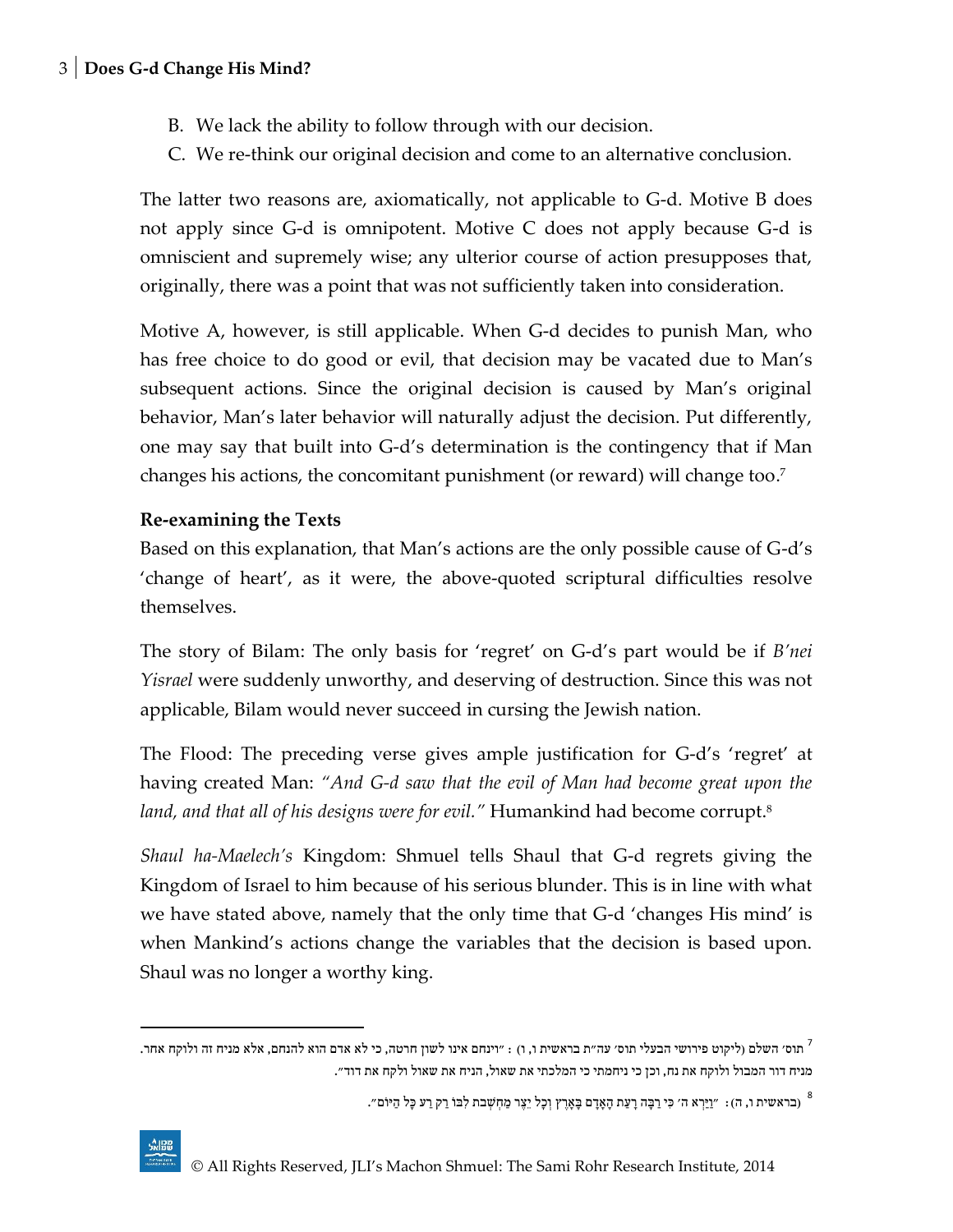B. We lack the ability to follow through with our decision.
C. We re-think our original decision and come to an alternative conclusion.

The latter two reasons are, axiomatically, not applicable to G-d. Motive B does not apply since G-d is omnipotent. Motive C does not apply because G-d is omniscient and supremely wise; any ulterior course of action presupposes that, originally, there was a point that was not sufficiently taken into consideration.

Motive A, however, is still applicable. When G-d decides to punish Man, who has free choice to do good or evil, that decision may be vacated due to Man's subsequent actions. Since the original decision is caused by Man's original behavior, Man's later behavior will naturally adjust the decision. Put differently, one may say that built into G-d's determination is the contingency that if Man changes his actions, the concomitant punishment (or reward) will change too.[7]

### Re-examining the Texts

Based on this explanation, that Man's actions are the only possible cause of G-d's 'change of heart', as it were, the above-quoted scriptural difficulties resolve themselves.

The story of Bilam: The only basis for 'regret' on G-d's part would be if *B'nei Yisrael* were suddenly unworthy, and deserving of destruction. Since this was not applicable, Bilam would never succeed in cursing the Jewish nation.

The Flood: The preceding verse gives ample justification for G-d's 'regret' at having created Man: *"And G-d saw that the evil of Man had become great upon the land, and that all of his designs were for evil."* Humankind had become corrupt.[8]

*Shaul ha-Maelech's* Kingdom: Shmuel tells Shaul that G-d regrets giving the Kingdom of Israel to him because of his serious blunder. This is in line with what we have stated above, namely that the only time that G-d 'changes His mind' is when Mankind's actions change the variables that the decision is based upon. Shaul was no longer a worthy king.

---

[7] תוס' השלם (ליקוט פירושי הבעלי תוס' עה"ת בראשית ו, ו) : "וינחם אינו לשון חרטה, כי לא אדם הוא להנחם, אלא מניח זה ולוקח אחר. מניח דור המבול ולוקח את נח, וכן כי ניחמתי כי המלכתי את שאול, הניח את שאול ולקח את דוד".

[8] (בראשית ו, ה) : "וַיַּרְא ה' כִּי רַבָּה רָעַת הָאָדָם בָּאָרֶץ וְכָל יֵצֶר מַחְשְׁבֹת לִבּוֹ רַק רַע כָּל הַיּוֹם".

© All Rights Reserved, JLI's Machon Shmuel: The Sami Rohr Research Institute, 2014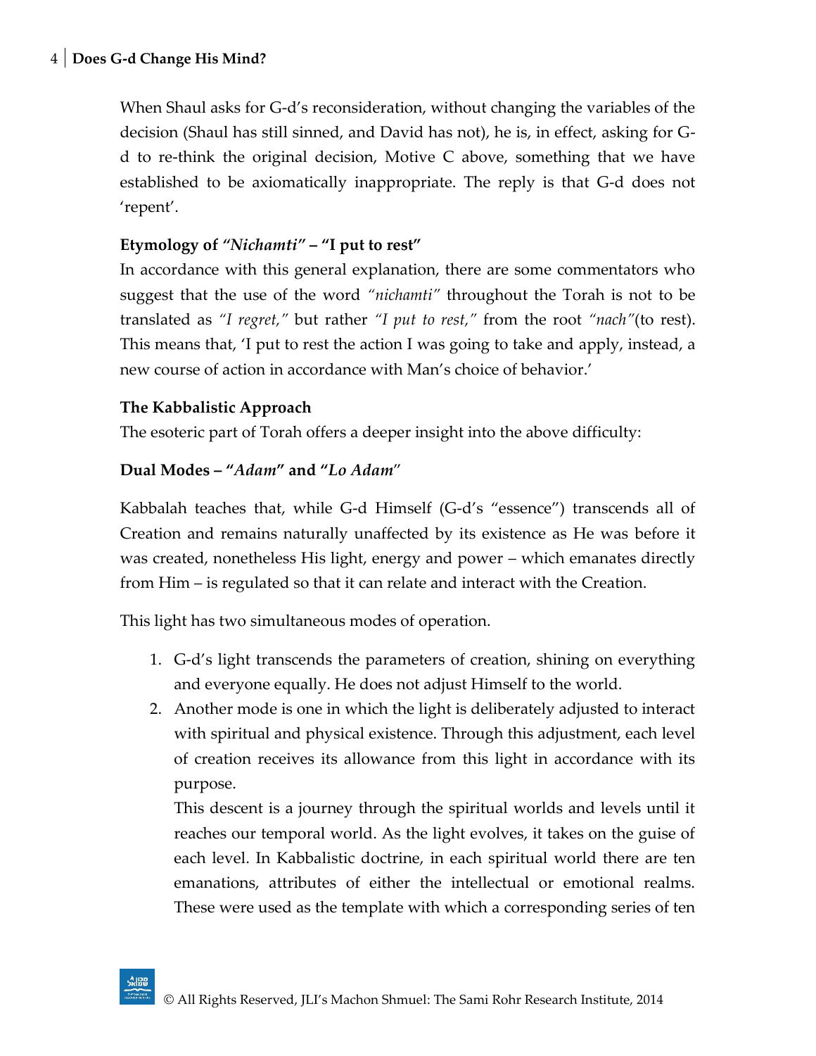When Shaul asks for G-d's reconsideration, without changing the variables of the decision (Shaul has still sinned, and David has not), he is, in effect, asking for G-d to re-think the original decision, Motive C above, something that we have established to be axiomatically inappropriate. The reply is that G-d does not 'repent'.

### Etymology of *"Nichamti"* – "I put to rest"

In accordance with this general explanation, there are some commentators who suggest that the use of the word *"nichamti"* throughout the Torah is not to be translated as *"I regret,"* but rather *"I put to rest,"* from the root *"nach"*(to rest). This means that, 'I put to rest the action I was going to take and apply, instead, a new course of action in accordance with Man's choice of behavior.'

### The Kabbalistic Approach

The esoteric part of Torah offers a deeper insight into the above difficulty:

### Dual Modes – "*Adam*" and "*Lo Adam*"

Kabbalah teaches that, while G-d Himself (G-d's "essence") transcends all of Creation and remains naturally unaffected by its existence as He was before it was created, nonetheless His light, energy and power – which emanates directly from Him – is regulated so that it can relate and interact with the Creation.

This light has two simultaneous modes of operation.

1. G-d's light transcends the parameters of creation, shining on everything and everyone equally. He does not adjust Himself to the world.
2. Another mode is one in which the light is deliberately adjusted to interact with spiritual and physical existence. Through this adjustment, each level of creation receives its allowance from this light in accordance with its purpose.

   This descent is a journey through the spiritual worlds and levels until it reaches our temporal world. As the light evolves, it takes on the guise of each level. In Kabbalistic doctrine, in each spiritual world there are ten emanations, attributes of either the intellectual or emotional realms. These were used as the template with which a corresponding series of ten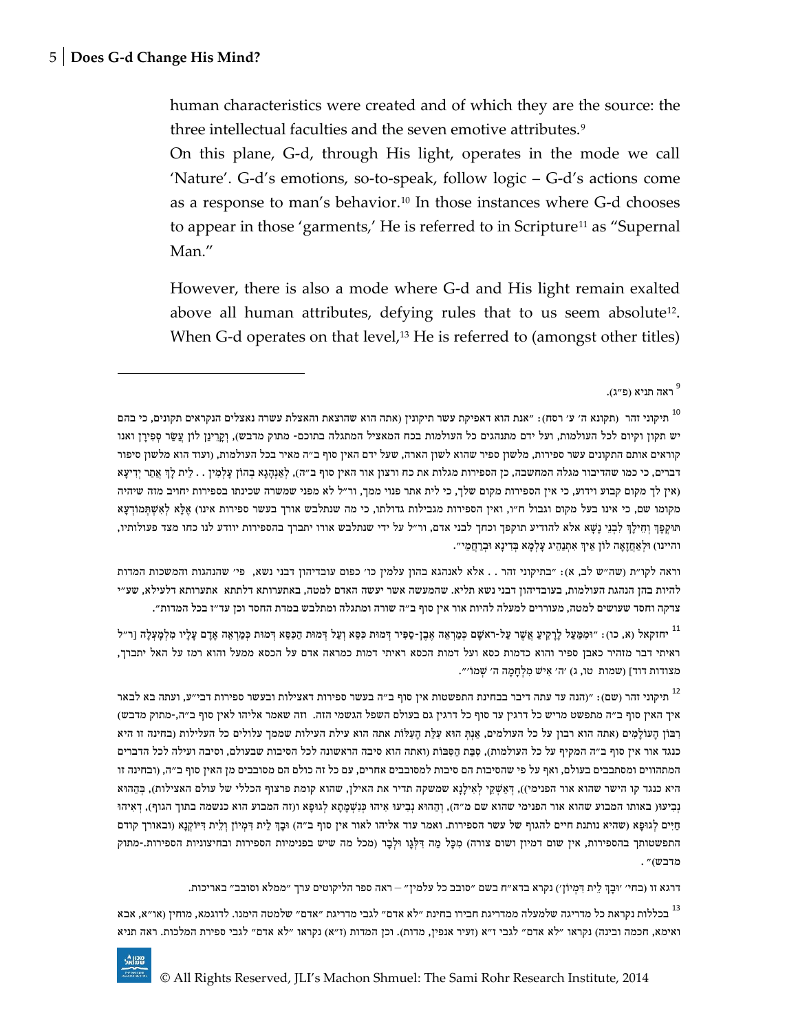human characteristics were created and of which they are the source: the three intellectual faculties and the seven emotive attributes.[9]

On this plane, G-d, through His light, operates in the mode we call 'Nature'. G-d's emotions, so-to-speak, follow logic – G-d's actions come as a response to man's behavior.[10] In those instances where G-d chooses to appear in those 'garments,' He is referred to in Scripture[11] as "Supernal Man."

However, there is also a mode where G-d and His light remain exalted above all human attributes, defying rules that to us seem absolute[12]. When G-d operates on that level,[13] He is referred to (amongst other titles)

---

[9] ראה תניא (פ"ג).

[10] תיקוני זהר (תקונא ה' ע' רסח): "אנת הוא דאפיקת עשר תיקונין (אתה הוא שהוצאת והאצלת עשרה נאצלים הנקראים תקונים, כי בהם יש תקון וקיום לכל העולמות, ועל ידם מתנהגים כל העולמות בכח המאציל המתגלה בתוכם- מתוק מדבש), וְקָרֵינַן לוֹן עֲשַׂר סְפִירָן ואנו קוראים אותם התקונים עשר ספירות, מלשון ספיר שהוא לשון הארה, שעל ידם האין סוף ב"ה מאיר בכל העולמות, (ועוד הוא מלשון סיפור דברים, כי כמו שהדיבור מגלה המחשבה, כן הספירות מגלות את כח ורצון אור האין סוף ב"ה), לְאַנְהָגָא בְהוֹן עָלְמִין . . לֵית לָךְ אֲתַר יְדִיעָא (אין לך מקום קבוע וידוע, כי אין הספירות מקום שלך, כי לית אתר פנוי ממך, ור"ל לא מפני שמשרה שכינתו בספירות יחויב מזה שיהיה מקומו שם, כי אינו בעל מקום וגבול ח"ו, ואין הספירות מגבילות גדולתו, כי מה שנתלבש אורך בעשר ספירות אינו) אֶלָּא לְאִשְׁתְּמוֹדְעָא תּוּקְפָּךְ וְחֵילָךְ לִבְנֵי נָשָׁא אלא להודיע תוקפך וכחך לבני אדם, ור"ל על ידי שנתלבש אורו יתברך בהספירות יוודע לנו כחו מצד פעולותיו, והיינו) וּלְאַחֲזָאָה לוֹן אֵיךְ אִתְנְהִיג עָלְמָא בְּדִינָא וּבְרַחֲמֵי".

וראה לקו"ת (שה"ש לב, א): "בתיקוני זהר . . אלא לאנהגא בהון עלמין כו' כפום עובדיהון דבני נשא, פי' שהנהגות והמשכות המדות להיות בהן הנהגת העולמות, בעובדיהון דבני נשא תליא. שהמעשה אשר יעשה האדם למטה, באתערותא דלתתא אתערותא דלעילא, שע"י צדקה וחסד שעושים למטה, מעוררים למעלה להיות אור אין סוף ב"ה שורה ומתגלה ומתלבש במדת החסד וכן עד"ז בכל המדות".

[11] יחזקאל (א, כו): "וּמִמַּעַל לָרָקִיעַ אֲשֶׁר עַל-רֹאשָׁם כְּמַרְאֵה אֶבֶן-סַפִּיר דְּמוּת כִּסֵּא וְעַל דְּמוּת הַכִּסֵּא דְּמוּת כְּמַרְאֵה אָדָם עָלָיו מִלְמָעְלָה [ר"ל ראיתי דבר מזהיר כאבן ספיר והוא כדמות כסא ועל דמות הכסא ראיתי דמות כמראה אדם על הכסא ממעל והוא רמז על האל יתברך, מצודות דוד] (שמות טו, ג) 'ה' אִישׁ מִלְחָמָה ה' שְׁמוֹ'".

[12] תיקוני זהר (שם): "(הנה עד עתה דיבר בבחינת התפשטות אין סוף ב"ה בעשר ספירות דאצילות ובעשר ספירות דבי"ע, ועתה בא לבאר איך האין סוף ב"ה מתפשט מריש כל דרגין עד סוף כל דרגין גם בעולם השפל הגשמי הזה. וזה שאמר אליהו לאין סוף ב"ה,-מתוק מדבש) רִבּוֹן הָעוֹלָמִים (אתה הוא רבון על כל העולמות), אַנְתְּ הוּא עִלַּת הָעִלּוֹת אתה הוא עילת העילות שממך עלולים כל העלילות (בחינה זו היא כנגד אור אין סוף ב"ה המקיף על כל העולמות), סִבַּת הַסִּבּוֹת (ואתה הוא סיבה הראשונה לכל הסיבות שבעולם, וסיבה ועילה לכל הדברים המתהווים ומסתבבים בעולם, ואף על פי שהסיבות הם סיבות למסובבים אחרים, עם כל זה כולם הם מסובבים מן האין סוף ב"ה, ובחינה זו היא כנגד קו הישר שהוא אור הפנימי), דְּאַשְׁקֵי לְאִילָנָא שמשקה תדיר את האילן, שהוא קומת פרצוף הכללי של עולם האצילות), בְּהַהוּא נְבִיעוּ באותו המבוע שהוא אור הפנימי שהוא שם מ"ה), וְהַהוּא נְבִיעוּ אִיהוּ כְּנִשְׁמָתָא לְגוּפָא ו(זה המבוע הוא כנשמה בתוך הגוף), דְּאִיהוּ חַיִּים לְגוּפָא (שהיא נותנת חיים להגוף של עשר הספירות. ואמר עוד אליהו לאור אין סוף ב"ה) וּבָךְ לֵית דִּמְיוֹן וְלֵית דִּיוּקְנָא (ובאורך קודם התפשטותך בהספירות, אין שום דמיון ושום צורה) מִכָּל מַה דִּלְגָו וּלְבָר (מכל מה שיש בפנימיות הספירות ובחיצוניות הספירות.-מתוק מדבש)".

דרגא זו (בחי' 'וּבָךְ לֵית דִּמְיוֹן') נקרא בדא"ח בשם "סובב כל עלמין" – ראה ספר הליקוטים ערך "ממלא וסובב" באריכות.

[13] בכללות נקראת כל מדריגה שלמעלה ממדריגת חבירו בחינת "לא אדם" לגבי מדריגת "אדם" שלמטה הימנו. לדוגמא, מוחין (או"א, אבא ואימא, חכמה ובינה) נקראו "לא אדם" לגבי ז"א (זעיר אנפין, מדות). וכן המדות (ז"א) נקראו "לא אדם" לגבי ספירת המלכות. ראה תניא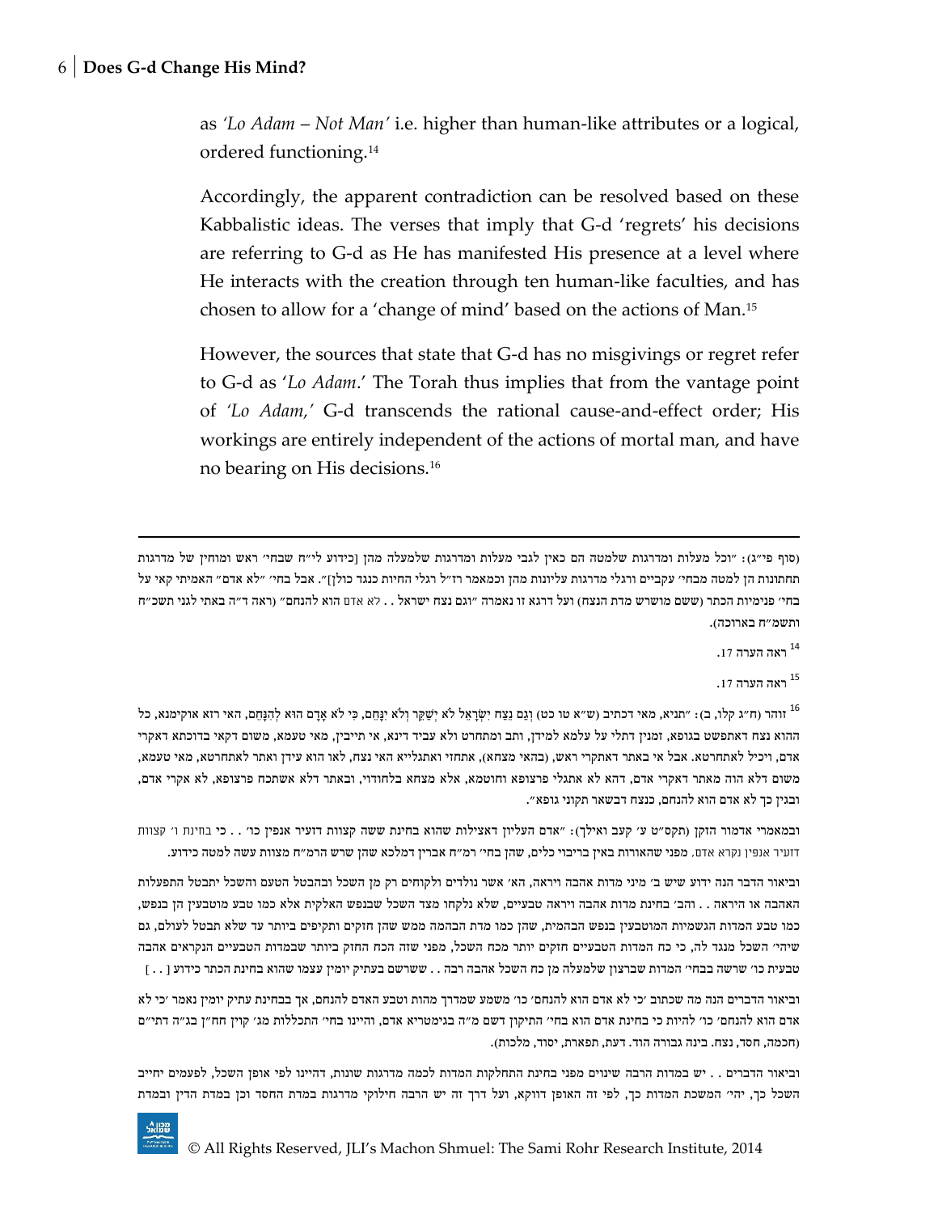as *'Lo Adam – Not Man'* i.e. higher than human-like attributes or a logical, ordered functioning.[14]

Accordingly, the apparent contradiction can be resolved based on these Kabbalistic ideas. The verses that imply that G-d 'regrets' his decisions are referring to G-d as He has manifested His presence at a level where He interacts with the creation through ten human-like faculties, and has chosen to allow for a 'change of mind' based on the actions of Man.[15]

However, the sources that state that G-d has no misgivings or regret refer to G-d as '*Lo Adam*.' The Torah thus implies that from the vantage point of *'Lo Adam,'* G-d transcends the rational cause-and-effect order; His workings are entirely independent of the actions of mortal man, and have no bearing on His decisions.[16]

---

(סוף פי"ג): "וכל מעלות ומדרגות שלמטה הם כאין לגבי מעלות ומדרגות שלמעלה מהן [כידוע לי"ח שבחי' ראש ומוחין של מדרגות תחתונות הן למטה מבחי' עקביים ורגלי מדרגות עליונות מהן וכמאמר רז"ל רגלי החיות כנגד כולן]". אבל בחי' "לא אדם" האמיתי קאי על בחי' פנימיות הכתר (ששם מושרש מדת הנצח) ועל דרגא זו נאמרה "וגם נצח ישראל . . לא אדם הוא להנחם" (ראה ד"ה באתי לגני תשכ"ח ותשמ"ח בארוכה).

[14] ראה הערה 17.

[15] ראה הערה 17.

[16] זוהר (ח"ג קלו, ב): "תניא, מאי דכתיב (ש"א טו כט) וְגַם נֵצַח יִשְׂרָאֵל לֹא יְשַׁקֵּר וְלֹא יִנָּחֵם, כִּי לֹא אָדָם הוּא לְהִנָּחֵם, האי רזא אוקימנא, כל ההוא נצח דאתפשט בגופא, זמנין דתלי על עלמא למידן, ותב ומתחרט ולא עביד דינא, אי תייבין, מאי טעמא, משום דקאי בדוכתא דאקרי אדם, ויכיל לאתחרטא. אבל אי באתר דאתקרי ראש, (בהאי מצחא), אתחזי ואתגלייא האי נצח, לאו הוא עידן ואתר לאתחרטא, מאי טעמא, משום דלא הוה מאתר דאקרי אדם, דהא לא אתגלי פרצופא וחוטמא, אלא מצחא בלחודוי, ובאתר דלא אשתכח פרצופא, לא אקרי אדם, ובגין כך לא אדם הוא להנחם, כנצח דבשאר תקוני גופא".

ובמאמרי אדמור הזקן (תקס"ט ע' קעב ואילך): "אדם העליון דאצילות שהוא בחינת ששה קצוות דזעיר אנפין כו' . . כי בחינת ו' קצוות דזעיר אנפין נקרא אדם, מפני שהאורות באין בריבוי כלים, שהן בחי' רמ"ח אברין דמלכא שהן שרש הרמ"ח מצוות עשה למטה כידוע.

וביאור הדבר הנה ידוע שיש ב' מיני מדות אהבה ויראה, הא' אשר נולדים ולקוחים רק מן השכל ובהבטל הטעם והשכל יתבטל התפעלות האהבה או היראה . . והב' בחינת מדות אהבה ויראה טבעיים, שלא נלקחו מצד השכל שבנפש האלקית אלא כמו טבע מוטבעין הן בנפש, כמו טבע המדות הגשמיות המוטבעין בנפש הבהמית, שהן כמו מדת הבהמה ממש שהן חזקים ותקיפים ביותר עד שלא תבטל לעולם, גם שיהי' השכל מנגד לה, כי כח המדות הטבעיים חזקים יותר מכח השכל, מפני שזה הכח החזק ביותר שבמדות הטבעיים הנקראים אהבה טבעית כו' שרשה בבחי' המדות שברצון שלמעלה מן כח השכל אהבה רבה . . ששרשם בעתיק יומין עצמו שהוא בחינת הכתר כידוע [ . . ]

וביאור הדברים הנה מה שכתוב 'כי לא אדם הוא להנחם' כו' משמע שמדרך מהות וטבע האדם להנחם, אך בבחינת עתיק יומין נאמר 'כי לא אדם הוא להנחם' כו' להיות כי בחינת אדם הוא בחי' התיקון דשם מ"ה בגימטריא אדם, והיינו בחי' התכללות מג' קוין חח"ן בג"ה דתי"ם (חכמה, חסד, נצח. בינה גבורה הוד. דעת, תפארת, יסוד, מלכות).

וביאור הדברים . . יש במדות הרבה שינוים מפני בחינת התחלקות המדות לכמה מדרגות שונות, דהיינו לפי אופן השכל, לפעמים יחייב השכל כך, יהי' המשכת המדות כך, לפי זה האופן דווקא, ועל דרך זה יש הרבה חילוקי מדרגות במדת החסד וכן במדת הדין ובמדת

© All Rights Reserved, JLI's Machon Shmuel: The Sami Rohr Research Institute, 2014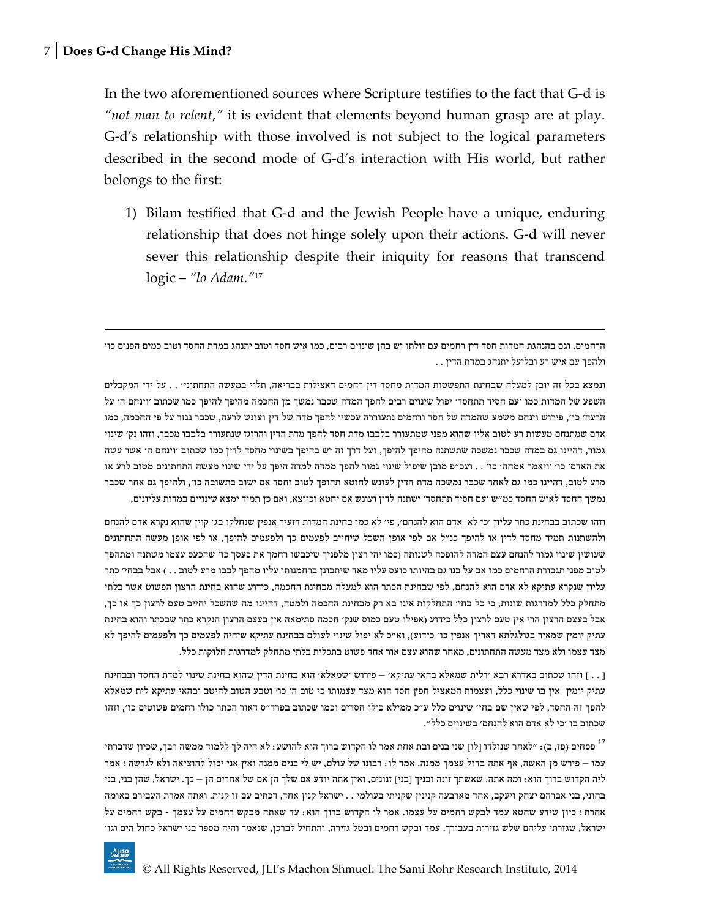In the two aforementioned sources where Scripture testifies to the fact that G-d is *"not man to relent,"* it is evident that elements beyond human grasp are at play. G-d's relationship with those involved is not subject to the logical parameters described in the second mode of G-d's interaction with His world, but rather belongs to the first:

1) Bilam testified that G-d and the Jewish People have a unique, enduring relationship that does not hinge solely upon their actions. G-d will never sever this relationship despite their iniquity for reasons that transcend logic – *"lo Adam."*[17]

---

הרחמים, וגם בהנהגת המדות חסד דין רחמים עם זולתו יש בהן שינוים רבים, כמו איש חסד וטוב יתנהג במדת החסד וטוב כמים הפנים כו׳ ולהפך עם איש רע ובליעל יתנהג במדת הדין . .

ונמצא בכל זה יובן למעלה שבחינת התפשטות המדות מחסד דין רחמים דאצילות בבריאה, תלוי במעשה התחתוני׳ . . על ידי המקבלים השפע של המדות כמו ׳עם חסיד תתחסד׳ יפול שינוים רבים להפך המדה שכבר נמשך מן החכמה מהיפך להיפך כמו שכתוב ׳וינחם ה׳ על הרעה׳ כו׳, פירוש וינחם משמע שהמדה של חסד ורחמים נתעוררה עכשיו להפך מדה של דין ועונש לרעה, שכבר נגזר על פי החכמה, כמו אדם שמתנחם מעשות רע לטוב אליו שהוא מפני שמתעורר בלבבו מדת חסד להפך מדת הדין והרוגז שנתעורר בלבבו מכבר, וזהו נק׳ שינוי גמור, דהיינו גם במדה שכבר נמשכה שתשתנה מהיפך להיפך, ועל דרך זה יש בהיפך בשינוי מחסד לדין כמו שכתוב ׳וינחם ה׳ אשר עשה את האדם׳ כו׳ ׳ויאמר אמחה׳ כו׳ . . ועכ״פ מובן שיפול שינוי גמור להפך ממדה למדה היפך על ידי שינוי מעשה התחתונים מטוב לרע או מרע לטוב, דהיינו כמו גם לאחר שכבר נמשכה מדת הדין לעונש לחוטא תהופך לטוב וחסד אם ישוב בתשובה כו׳, ולהיפך גם אחר שכבר נמשך החסד לאיש החסד כמ״ש ׳עם חסיד תתחסד׳ ישתנה לדין ועונש אם יחטא וכיוצא, ואם כן תמיד ימצא שינויים במדות עליונים,

וזהו שכתוב בבחינת כתר עליון ׳כי לא אדם הוא להנחם׳, פי׳ לא כמו בחינת המדות דזעיר אנפין שנחלקו בג׳ קוין שהוא נקרא אדם להנחם ולהשתנות תמיד מחסד לדין או להיפך כנ״ל אם לפי אופן השכל שיתחייב לפעמים כך ולפעמים להיפך, או לפי אופן מעשה התחתונים שעושין שינוי גמור להנחם עצם המדה להופכה לשנותה (כמו יהי רצון מלפניך שיכבשו רחמך את כעסך כו׳ שהכעס עצמו משתנה ומתהפך לטוב מפני תגבורת הרחמים כמו אב על בנו גם בהיותו כועס עליו מאד שיתבונן ברחמנותו עליו מהפך לבבו מרע לטוב . . ) אבל בבחי׳ כתר עליון שנקרא עתיקא לא אדם הוא להנחם, לפי שבחינת הכתר הוא למעלה מבחינת החכמה, כידוע שהוא בחינת הרצון הפשוט אשר בלתי מתחלק כלל למדרגות שונות, כי כל בחי׳ התחלקות אינו בא רק מבחינת החכמה ולמטה, דהיינו מה שהשכל יחייב טעם לרצון כך או כך, אבל בעצם הרצון הרי אין טעם לרצון כלל כידוע (אפילו טעם כמוס שנק׳ חכמה סתימאה אין בעצם הרצון הנקרא כתר שבכתר והוא בחינת עתיק יומין שמאיר בגולגלתא דאריך אנפין כו׳ כידוע), וא״כ לא יפול שינוי לעולם בבחינת עתיקא שיהיה לפעמים כך ולפעמים להיפך לא מצד עצמו ולא מצד מעשה התחתונים, מאחר שהוא עצם אור אחד פשוט בתכלית בלתי מתחלק למדרגות חלוקות כלל.

[ . . ] וזהו שכתוב באדרא רבא ׳דלית שמאלא בהאי עתיקא׳ – פירוש ׳שמאלא׳ הוא בחינת הדין שהוא בחינת שינוי למדת החסד ובבחינת עתיק יומין אין בו שינוי כלל, ועצמות המאציל חפץ חסד הוא מצד עצמותו כי טוב ה׳ כו׳ וטבע הטוב להיטב ובהאי עתיקא לית שמאלא להפך זה החסד, לפי שאין שם בחי׳ שינוים כלל ע״כ ממילא כולו חסדים וכמו שכתוב בפרד״ס דאור הכתר כולו רחמים פשוטים כו׳, וזהו שכתוב בו ׳כי לא אדם הוא להנחם׳ בשינוים כלל״.

[17] פסחים (פז, ב): ״לאחר שנולדו [לו] שני בנים ובת אחת אמר לו הקדוש ברוך הוא להושע: לא היה לך ללמוד ממשה רבך, שכיון שדברתי עמו – פירש מן האשה, אף אתה בדול עצמך ממנה. אמר לו: רבונו של עולם, יש לי בנים ממנה ואין אני יכול להוציאה ולא לגרשה! אמר ליה הקדוש ברוך הוא: ומה אתה, שאשתך זונה ובניך [בני] זנונים, ואין אתה יודע אם שלך הן אם של אחרים הן – כך. ישראל, שהן בני, בני בחוני, בני אברהם יצחק ויעקב, אחד מארבעה קנינין שקניתי בעולמי . . ישראל קנין אחד, דכתיב עם זו קנית. ואתה אמרת העבירם באומה אחרת! כיון שידע שחטא עמד לבקש רחמים על עצמו. אמר לו הקדוש ברוך הוא: עד שאתה מבקש רחמים על עצמך - בקש רחמים על ישראל, שגזרתי עליהם שלש גזירות בעבורך. עמד ובקש רחמים ובטל גזירה, והתחיל לברכן, שנאמר והיה מספר בני ישראל כחול הים וגו׳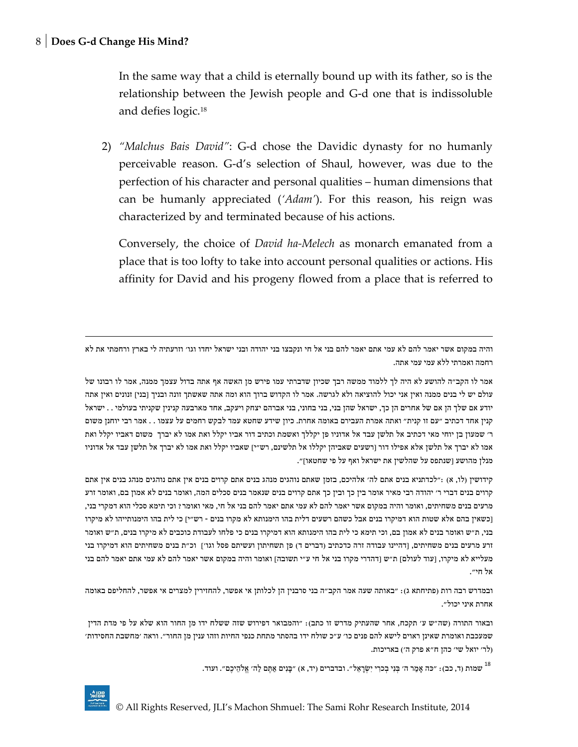In the same way that a child is eternally bound up with its father, so is the relationship between the Jewish people and G-d one that is indissoluble and defies logic.[18]

2) *"Malchus Bais David"*: G-d chose the Davidic dynasty for no humanly perceivable reason. G-d's selection of Shaul, however, was due to the perfection of his character and personal qualities – human dimensions that can be humanly appreciated (*'Adam'*). For this reason, his reign was characterized by and terminated because of his actions.

   Conversely, the choice of *David ha-Melech* as monarch emanated from a place that is too lofty to take into account personal qualities or actions. His affinity for David and his progeny flowed from a place that is referred to

---

והיה במקום אשר יאמר להם לא עמי אתם יאמר להם בני אל חי ונקבצו בני יהודה ובני ישראל יחדו וגו׳ וזרעתיה לי בארץ ורחמתי את לא רחמה ואמרתי ללא עמי עמי אתה.

אמר לו הקב״ה להושע לא היה לך ללמוד ממשה רבך שכיון שדברתי עמו פירש מן האשה אף אתה בדול עצמך ממנה, אמר לו רבונו של עולם יש לי בנים ממנה ואין אני יכול להוציאה ולא לגרשה. אמר לו הקדוש ברוך הוא ומה אתה שאשתך זונה ובניך [בני] זנונים ואין אתה יודע אם שלך הן אם של אחרים הן כך, ישראל שהן בני, בני בחוני, בני אברהם יצחק ויעקב, אחד מארבעה קנינין שקניתי בעולמי . . ישראל קנין אחד דכתיב ״עם זו קנית״ ואתה אמרת העבירם באומה אחרת. כיון שידע שחטא עמד לבקש רחמים על עצמו . . אמר רבי יוחנן משום ר׳ שמעון בן יוחי מאי דכתיב אל תלשן עבד אל אדוניו פן יקללך ואשמת וכתיב דור אביו יקלל ואת אמו לא יברך משום דאביו יקלל ואת אמו לא יברך אל תלשן אלא אפילו דור [רשעים שאביהן יקללו אל תלשינם, רש״י] שאביו יקלל ואת אמו לא יברך אל תלשן עבד אל אדוניו מנלן מהושע [שנתפס על שהלשין את ישראל ואף על פי שחטאו]״.

קידושין (לו, א) :״לכדתניא בנים אתם לה׳ אלהיכם, בזמן שאתם נוהגים מנהג בנים אתם קרוים בנים אין אתם נוהגים מנהג בנים אין אתם קרוים בנים דברי ר׳ יהודה רבי מאיר אומר בין כך ובין כך אתם קרוים בנים שנאמר בנים סכלים המה, ואומר בנים לא אמון בם, ואומר זרע מרעים בנים משחיתים, ואומר והיה במקום אשר יאמר להם לא עמי אתם יאמר להם בני אל חי, מאי ואומר? וכי תימא סכלי הוא דמקרי בני, [כשאין בהם אלא שטות הוא דמיקרו בנים אבל כשהם רשעים דלית בהו הימנותא לא מקרו בנים - רש״י] כי לית בהו הימנותייהו לא מיקרו בני, ת״ש ואומר בנים לא אמון בם, וכי תימא כי לית בהו הימנותא הוא דמיקרו בנים כי פלחו לעבודת כוכבים לא מיקרו בנים, ת״ש ואומר זרע מרעים בנים משחיתים, [דהיינו עבודה זרה כדכתיב (דברים ד) פן תשחיתון ועשיתם פסל וגו׳] וכ״ת בנים משחיתים הוא דמיקרו בני מעלייא לא מיקרו, [עוד לעולם] ת״ש [דהדרי מקרו בני אל חי ע״י תשובה] ואומר והיה במקום אשר יאמר להם לא עמי אתם יאמר להם בני אל חי״.

ובמדרש רבה רות (פתיחתא ג) : ״באותה שעה אמר הקב״ה בני סרבנין הן לכלותן אי אפשר, להחזירין למצרים אי אפשר, להחליפם באומה אחרת איני יכול״.

ובאור התורה (שה״ש ע׳ תקכח, אחר שהעתיק מדרש זו כתב): ״והמבואר דפירוש שזה ששלח ידו מן החור הוא שלא על פי מדת הדין שמעכבת ואומרת שאינן ראוים לישא להם פנים כו׳ ע״כ שולח ידו בהסתר מתחת כנפי החיות וזהו ענין מן החור״. וראה ׳מחשבת החסידות׳ (לר׳ יואל שי׳ כהן ח״א פרק ה׳) באריכות.

[18] שמות (ד, כב): ״כֹּה אָמַר ה׳ בְּנִי בְכֹרִי יִשְׂרָאֵל״. ובדברים (יד, א) ״בָּנִים אַתֶּם לַה׳ אֱלֹהֵיכֶם״. ועוד.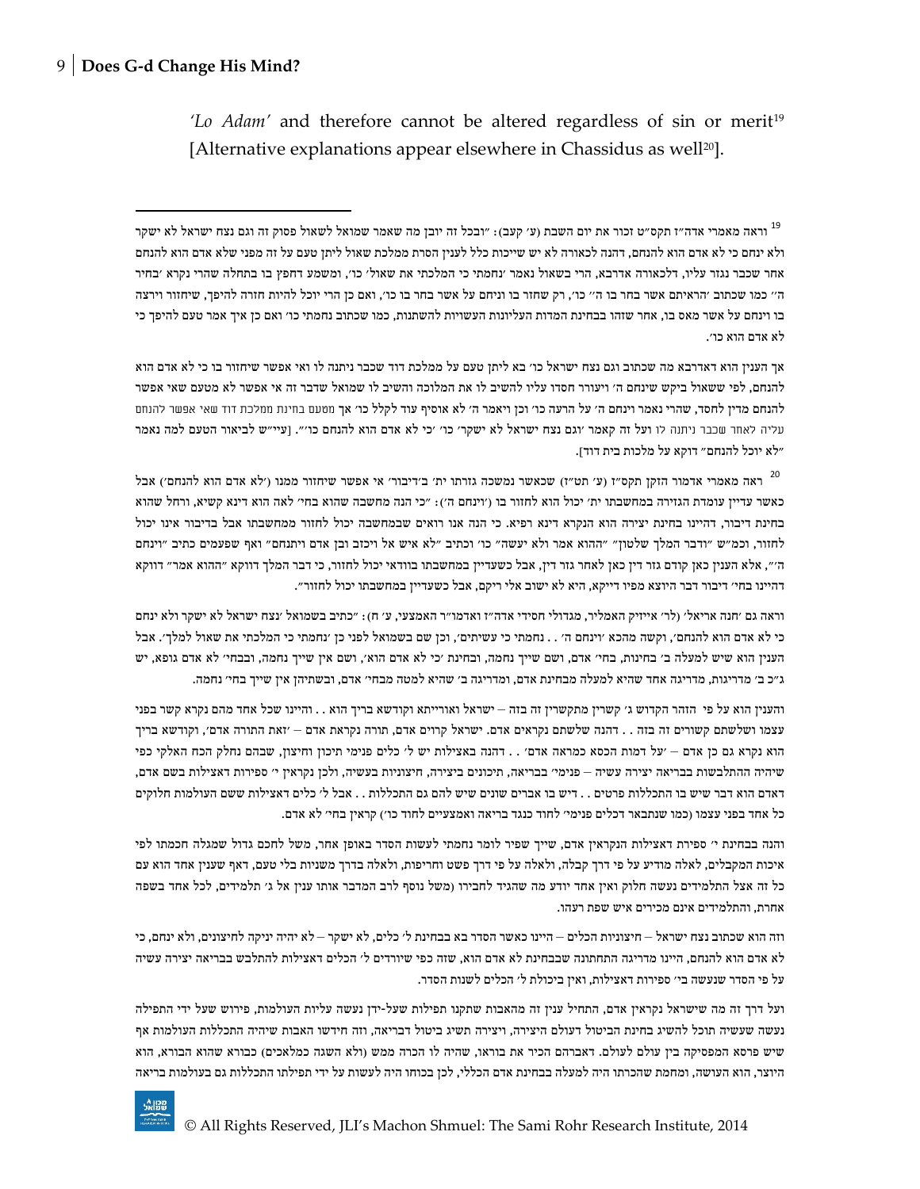*'Lo Adam'* and therefore cannot be altered regardless of sin or merit[19] [Alternative explanations appear elsewhere in Chassidus as well[20]].

---

[19] וראה מאמרי אדה"ז תקס"ט זכור את יום השבת (ע' קעב): "ובכל זה יובן מה שאמר שמואל לשאול פסוק זה וגם נצח ישראל לא ישקר ולא ינחם כי לא אדם הוא להנחם, דהנה לכאורה לא יש שייכות כלל לענין הסרת ממלכת שאול ליתן טעם על זה מפני שלא אדם הוא להנחם אחר שכבר נגזר עליו, דלכאורה אדרבא, הרי בשאול נאמר 'נחמתי כי המלכתי את שאול' כו', ומשמע דחפץ בו בתחלה שהרי נקרא 'בחיר ה'' כמו שכתוב 'הראיתם אשר בחר בו ה'' כו', רק שחזר בו וניחם על אשר בחר בו כו', ואם כן הרי יוכל להיות חזרה להיפך, שיחזור וירצה בו וינחם על אשר מאס בו, אחר שזהו בבחינת המדות העליונות העשויות להשתנות, כמו שכתוב נחמתי כו' ואם כן איך אמר טעם להיפך כי לא אדם הוא כו'.

אך הענין הוא דאדרבא מה שכתוב וגם נצח ישראל כו' בא ליתן טעם על ממלכת דוד שכבר ניתנה לו ואי אפשר שיחזור בו כי לא אדם הוא להנחם, לפי ששאול ביקש שינחם ה' ויעורר חסדו עליו להשיב לו את המלוכה והשיב לו שמואל שדבר זה אי אפשר לא מטעם שאי אפשר להנחם מדין לחסד, שהרי נאמר וינחם ה' על הרעה כו' וכן ויאמר ה' לא אוסיף עוד לקלל כו' אך מטעם בחינת ממלכת דוד שאי אפשר להנחם עליה לאחר שכבר ניתנה לו ועל זה קאמר 'וגם נצח ישראל לא ישקר' כו' 'כי לא אדם הוא להנחם כו'". [עיי"ש לביאור הטעם למה נאמר "לא יוכל להנחם" דוקא על מלכות בית דוד].

[20] ראה מאמרי אדמור הזקן תקס"ז (ע' תט"ז) שכאשר נמשכה גזרתו ית' ב'דיבור' אי אפשר שיחזור ממנו ('לא אדם הוא להנחם') אבל כאשר עדיין עומדת הגזירה במחשבתו ית' יכול הוא לחזור בו ('וינחם ה'): "כי הנה מחשבה שהוא בחי' לאה הוא דינא קשיא, ורחל שהוא בחינת דיבור, דהיינו בחינת יצירה הוא הנקרא דינא רפיא. כי הנה אנו רואים שבמחשבה יכול לחזור ממחשבתו אבל בדיבור אינו יכול לחזור, וכמ"ש "ודבר המלך שלטון" "ההוא אמר ולא יעשה" כו' וכתיב "לא איש אל ויכזב ובן אדם ויתנחם" ואף שפעמים כתיב "וינחם ה'", אלא הענין כאן קודם גזר דין כאן לאחר גזר דין, אבל כשעדיין במחשבתו בוודאי יכול לחזור, כי דבר המלך דווקא "ההוא אמר" דווקא דהיינו בחי' דיבור דבר היוצא מפיו דייקא, היא לא ישוב אלי ריקם, אבל כשעדיין במחשבתו יכול לחזור".

וראה גם 'חנה אריאל' (לר' אייזיק האמליר, מגדולי חסידי אדה"ז ואדמו"ר האמצעי, ע' ח): "כתיב בשמואל 'נצח ישראל לא ישקר ולא ינחם כי לא אדם הוא להנחם', וקשה מהכא 'וינחם ה' . . נחמתי כי עשיתים', וכן שם בשמואל לפני כן 'נחמתי כי המלכתי את שאול למלך'. אבל הענין הוא שיש למעלה ב' בחינות, בחי' אדם, ושם שייך נחמה, ובחינת 'כי לא אדם הוא', ושם אין שייך נחמה, ובבחי' לא אדם גופא, יש ג"כ ב' מדריגות, מדריגה אחד שהיא למעלה מבחינת אדם, ומדריגה ב' שהיא למטה מבחי' אדם, ובשתיהן אין שייך בחי' נחמה.

והענין הוא על פי הזהר הקדוש ג' קשרין מתקשרין זה בזה – ישראל ואורייתא וקודשא בריך הוא . . והיינו שכל אחד מהם נקרא קשר בפני עצמו ושלשתם קשורים זה בזה . . דהנה שלשתם נקראים אדם. ישראל קרוים אדם, תורה נקראת אדם – 'זאת התורה אדם', וקודשא בריך הוא נקרא גם כן אדם – 'על דמות הכסא כמראה אדם' . . דהנה באצילות יש ל' כלים פנימי תיכון וחיצון, שבהם נחלק הכח האלקי כפי שיהיה ההתלבשות בבריאה יצירה עשיה – פנימי' בבריאה, תיכונים ביצירה, חיצוניות בעשיה, ולכן נקראין י' ספירות דאצילות בשם אדם, דאדם הוא דבר שיש בו התכללות פרטים . . דיש בו אברים שונים שיש להם גם התכללות . . אבל ל' כלים דאצילות ששם העולמות חלוקים כל אחד בפני עצמו (כמו שנתבאר דכלים פנימי' לחוד כנגד בריאה ואמצעיים לחוד כו') קראין בחי' לא אדם.

והנה בבחינת י' ספירת דאצילות הנקראין אדם, שייך שפיר לומר נחמתי לעשות הסדר באופן אחר, משל לחכם גדול שמגלה חכמתו לפי איכות המקבלים, לאלה מודיע על פי דרך קבלה, ולאלה על פי דרך פשט וחריפות, ולאלה בדרך משניות בלי טעם, דאף שענין אחד הוא עם כל זה אצל התלמידים נעשה חלוק ואין אחד יודע מה שהגיד לחבירו (משל נוסף לרב המדבר אותו ענין אל ג' תלמידים, לכל אחד בשפה אחרת, והתלמידים אינם מכירים איש שפת רעהו.

וזה הוא שכתוב נצח ישראל – חיצוניות הכלים – היינו כאשר הסדר בא בבחינת ל' כלים, לא ישקר – לא יהיה יניקה לחיצונים, ולא ינחם, כי לא אדם הוא להנחם, היינו מדריגה התחתונה שבבחינת לא אדם הוא, שזה כפי שיורדים ל' הכלים דאצילות להתלבש בבריאה יצירה עשיה על פי הסדר שנעשה בי' ספירות דאצילות, ואין ביכולת ל' הכלים לשנות הסדר.

ועל דרך זה מה שישראל נקראין אדם, התחיל ענין זה מהאבות שתקנו תפילות שעל-ידן נעשה עליות העולמות, פירוש שעל ידי התפילה נעשה שעשיה תוכל להשיג בחינת הביטול דעולם היצירה, ויצירה תשיג ביטול דבריאה, וזה חידשו האבות שיהיה התכללות העולמות אף שיש פרסא המפסיקה בין עולם לעולם. דאברהם הכיר את בוראו, שהיה לו הכרה ממש (ולא השגה כמלאכים) כבורא שהוא הבורא, הוא היוצר, הוא העושה, ומחמת שהכרתו היה למעלה בבחינת אדם הכללי, לכן בכוחו היה לעשות על ידי תפילתו התכללות גם בעולמות בריאה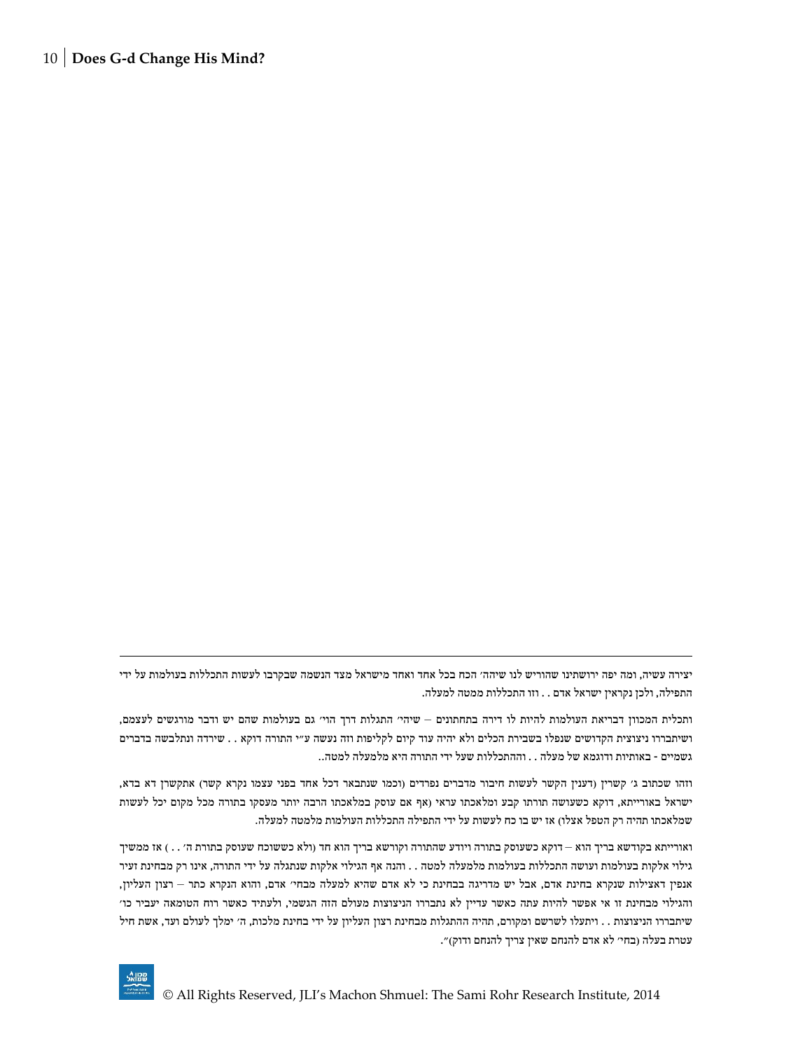יצירה עשיה, ומה יפה ירושתינו שהוריש לנו שיהה׳ הכח בכל אחד ואחד מישראל מצד הנשמה שבקרבו לעשות התכללות בעולמות על ידי התפילה, ולכן נקראין ישראל אדם . . וזו התכללות ממטה למעלה.

ותכלית המכוון דבריאת העולמות להיות לו דירה בתחתונים – שיהי׳ התגלות דרך הוי׳ גם בעולמות שהם יש ודבר מורגשים לעצמם, ושיתבררו ניצוצית הקדושים שנפלו בשבירת הכלים ולא יהיה עוד קיום לקליפות וזה נעשה ע״י התורה דוקא . . שירדה ונתלבשה בדברים גשמיים - באותיות ודוגמא של מעלה . . וההתכללות שעל ידי התורה היא מלמעלה למטה..

וזהו שכתוב ג׳ קשרין (דענין הקשר לעשות חיבור מדברים נפרדים (וכמו שנתבאר דכל אחד בפני עצמו נקרא קשר) אתקשרן דא בדא, ישראל באורייתא, דוקא כשעושה תורתו קבע ומלאכתו עראי (אף אם עוסק במלאכתו הרבה יותר מעסקו בתורה מכל מקום יכל לעשות שמלאכתו תהיה רק הטפל אצלו) אז יש בו כח לעשות על ידי התפילה התכללות העולמות מלמטה למעלה.

ואורייתא בקודשא בריך הוא – דוקא כשעוסק בתורה ויודע שהתורה וקורשא בריך הוא חד (ולא כששוכח שעוסק בתורת ה׳ . . ) אז ממשיך גילוי אלקות בעולמות ועושה התכללות בעולמות מלמעלה למטה . . והנה אף הגילוי אלקות שנתגלה על ידי התורה, אינו רק מבחינת זעיר אנפין דאצילות שנקרא בחינת אדם, אבל יש מדריגה בבחינת כי לא אדם שהיא למעלה מבחי׳ אדם, והוא הנקרא כתר – רצון העליון, והגילוי מבחינת זו אי אפשר להיות עתה כאשר עדיין לא נתבררו הניצוצות מעולם הזה הגשמי, ולעתיד כאשר רוח הטומאה יעביר כו׳ שיתבררו הניצוצות . . ויתעלו לשרשם ומקורם, תהיה ההתגלות מבחינת רצון העליון על ידי בחינת מלכות, ה׳ ימלך לעולם ועד, אשת חיל עטרת בעלה (בחי׳ לא אדם להנחם שאין צריך להנחם ודוק)״.

© All Rights Reserved, JLI's Machon Shmuel: The Sami Rohr Research Institute, 2014